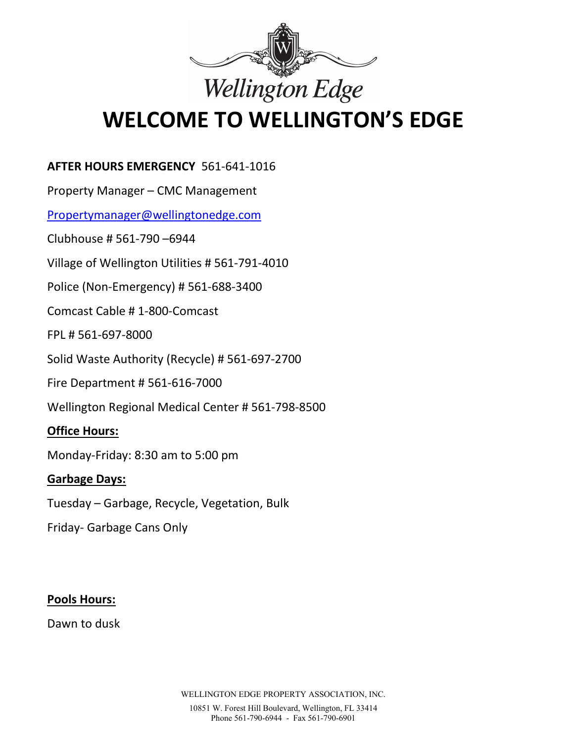Wellington Edge

# WELCOME TO WELLINGTON'S EDGE

**AFTER HOURS EMERGENCY** 561-641-1016

Property Manager – CMC Management

[Propertymanager@wellingtonedge.com](mailto:Propertymanager@wellingtonedge.com)

Clubhouse # 561-790 –6944

Village of Wellington Utilities # 561-791-4010

Police (Non-Emergency) # 561-688-3400

Comcast Cable # 1-800-Comcast

FPL # 561-697-8000

Solid Waste Authority (Recycle) # 561-697-2700

Fire Department # 561-616-7000

Wellington Regional Medical Center # 561-798-8500

**Office Hours:**

Monday-Friday: 8:30 am to 5:00 pm

**Garbage Days:**

Tuesday – Garbage, Recycle, Vegetation, Bulk

Friday- Garbage Cans Only

**Pools Hours:**

Dawn to dusk

WELLINGTON EDGE PROPERTY ASSOCIATION, INC.

10851 W. Forest Hill Boulevard, Wellington, FL 33414
Phone 561-790-6944 - Fax 561-790-6901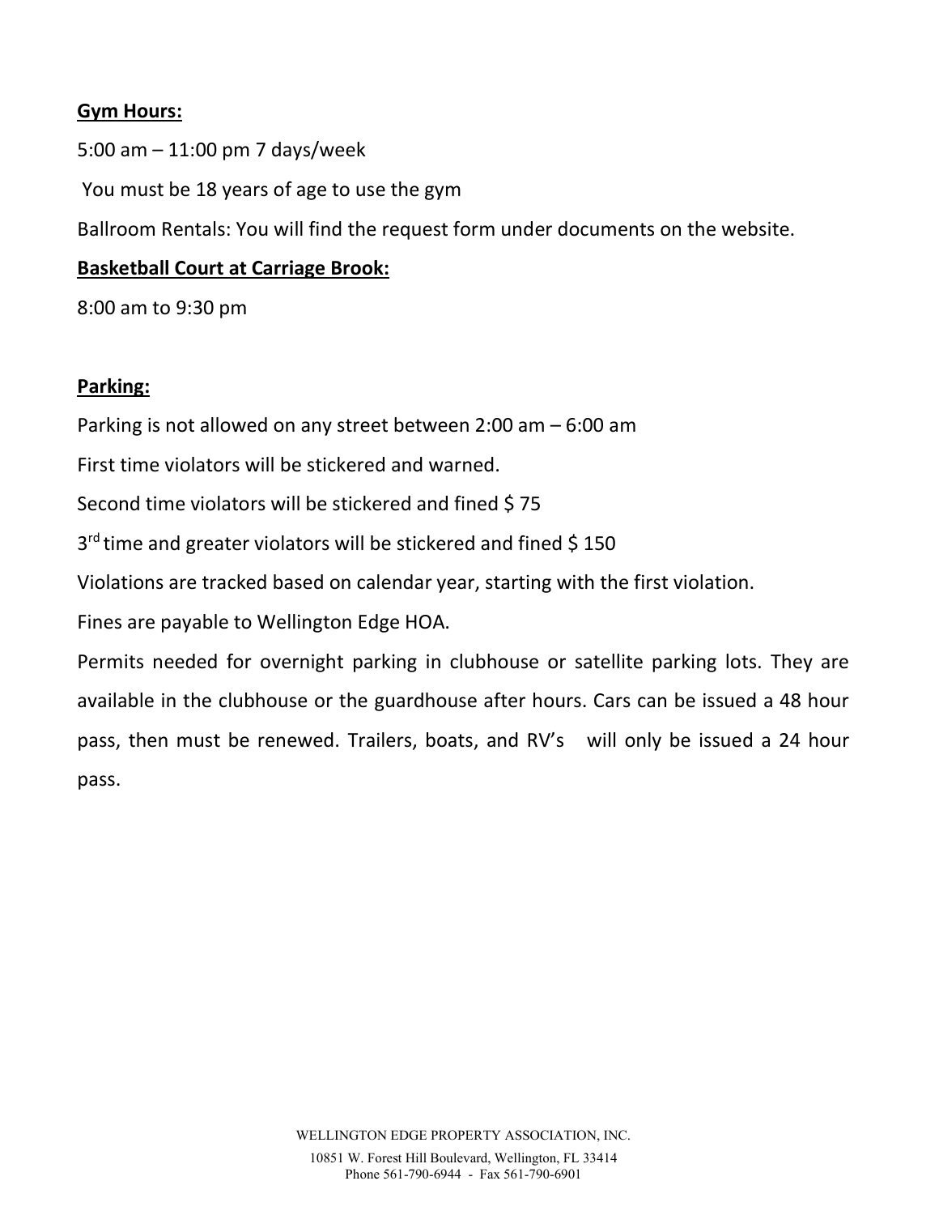**Gym Hours:**

5:00 am – 11:00 pm 7 days/week

You must be 18 years of age to use the gym

Ballroom Rentals: You will find the request form under documents on the website.

**Basketball Court at Carriage Brook:**

8:00 am to 9:30 pm

**Parking:**

Parking is not allowed on any street between 2:00 am – 6:00 am

First time violators will be stickered and warned.

Second time violators will be stickered and fined $ 75

3rd time and greater violators will be stickered and fined $ 150

Violations are tracked based on calendar year, starting with the first violation.

Fines are payable to Wellington Edge HOA.

Permits needed for overnight parking in clubhouse or satellite parking lots. They are available in the clubhouse or the guardhouse after hours. Cars can be issued a 48 hour pass, then must be renewed. Trailers, boats, and RV's will only be issued a 24 hour pass.